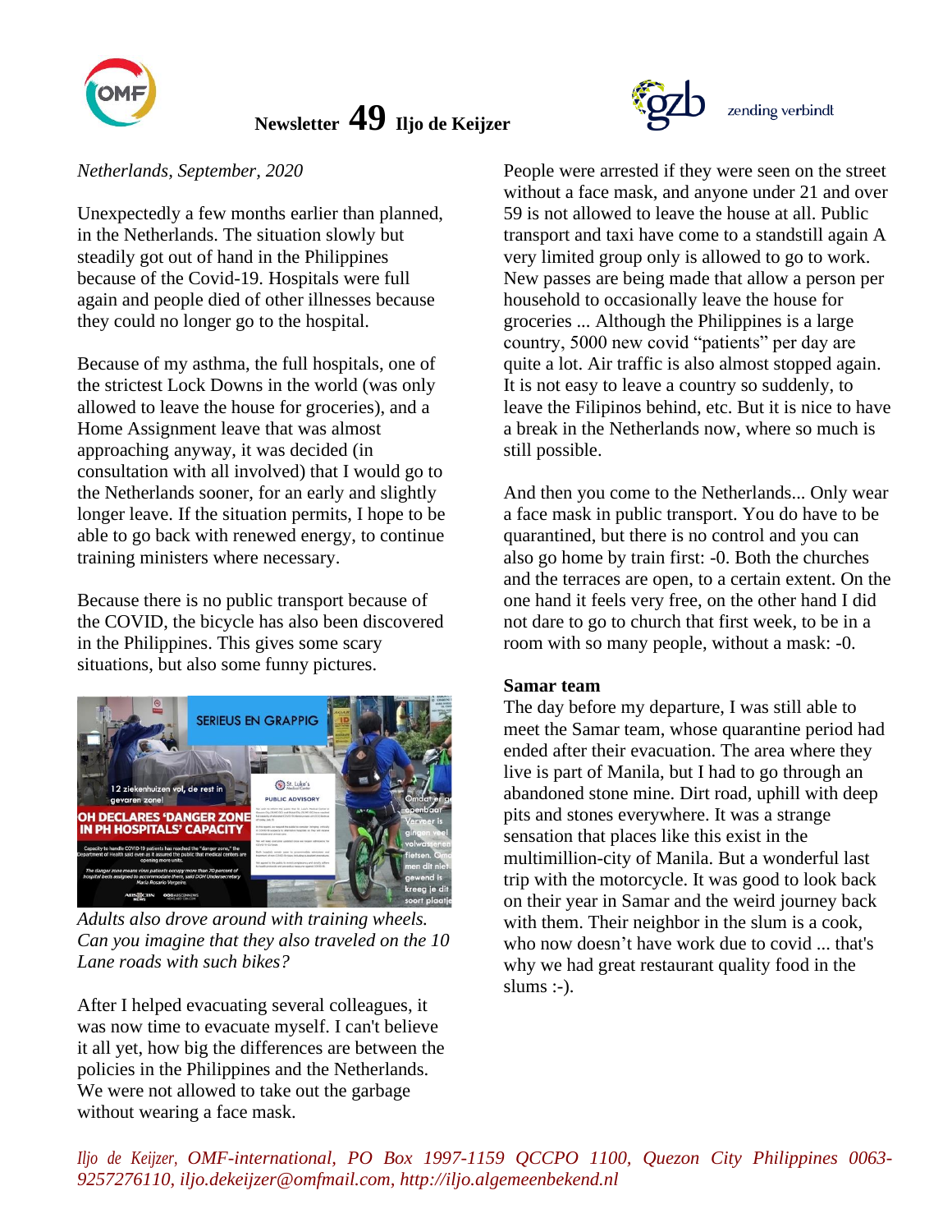# Newsletter 49 Iljo de Keijzer

zending verbindt

*Netherlands, September, 2020*

Unexpectedly a few months earlier than planned, in the Netherlands. The situation slowly but steadily got out of hand in the Philippines because of the Covid-19. Hospitals were full again and people died of other illnesses because they could no longer go to the hospital.

Because of my asthma, the full hospitals, one of the strictest Lock Downs in the world (was only allowed to leave the house for groceries), and a Home Assignment leave that was almost approaching anyway, it was decided (in consultation with all involved) that I would go to the Netherlands sooner, for an early and slightly longer leave. If the situation permits, I hope to be able to go back with renewed energy, to continue training ministers where necessary.

Because there is no public transport because of the COVID, the bicycle has also been discovered in the Philippines. This gives some scary situations, but also some funny pictures.

*Adults also drove around with training wheels. Can you imagine that they also traveled on the 10 Lane roads with such bikes?*

After I helped evacuating several colleagues, it was now time to evacuate myself. I can't believe it all yet, how big the differences are between the policies in the Philippines and the Netherlands. We were not allowed to take out the garbage without wearing a face mask.

People were arrested if they were seen on the street without a face mask, and anyone under 21 and over 59 is not allowed to leave the house at all. Public transport and taxi have come to a standstill again A very limited group only is allowed to go to work. New passes are being made that allow a person per household to occasionally leave the house for groceries ... Although the Philippines is a large country, 5000 new covid "patients" per day are quite a lot. Air traffic is also almost stopped again. It is not easy to leave a country so suddenly, to leave the Filipinos behind, etc. But it is nice to have a break in the Netherlands now, where so much is still possible.

And then you come to the Netherlands... Only wear a face mask in public transport. You do have to be quarantined, but there is no control and you can also go home by train first: -0. Both the churches and the terraces are open, to a certain extent. On the one hand it feels very free, on the other hand I did not dare to go to church that first week, to be in a room with so many people, without a mask: -0.

**Samar team**

The day before my departure, I was still able to meet the Samar team, whose quarantine period had ended after their evacuation. The area where they live is part of Manila, but I had to go through an abandoned stone mine. Dirt road, uphill with deep pits and stones everywhere. It was a strange sensation that places like this exist in the multimillion-city of Manila. But a wonderful last trip with the motorcycle. It was good to look back on their year in Samar and the weird journey back with them. Their neighbor in the slum is a cook, who now doesn't have work due to covid ... that's why we had great restaurant quality food in the slums :-).

*Iljo de Keijzer, OMF-international, PO Box 1997-1159 QCCPO 1100, Quezon City Philippines 0063-9257276110, iljo.dekeijzer@omfmail.com, http://iljo.algemeenbekend.nl*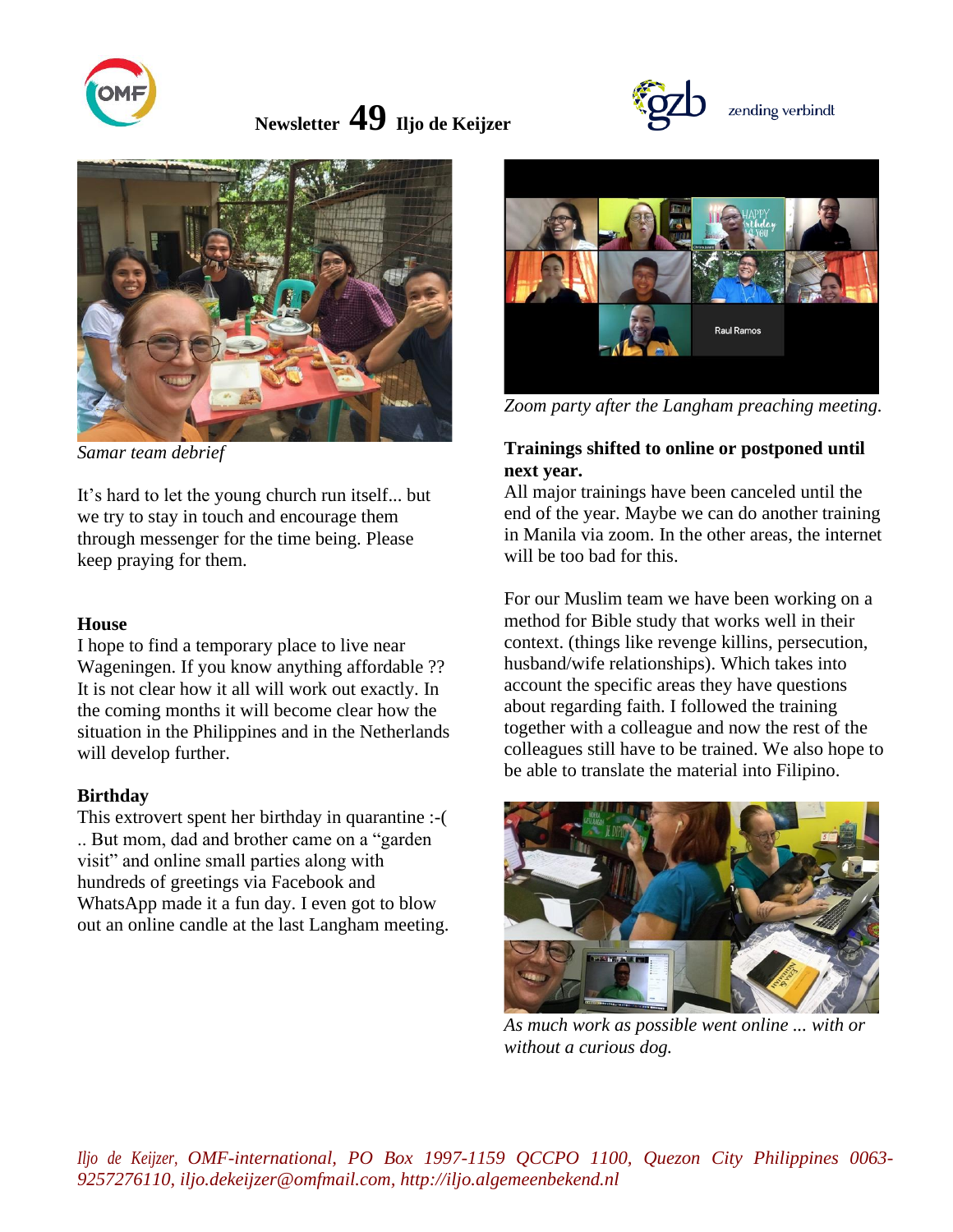Newsletter **49** Iljo de Keijzer

*Samar team debrief*

It's hard to let the young church run itself... but we try to stay in touch and encourage them through messenger for the time being. Please keep praying for them.

**House**

I hope to find a temporary place to live near Wageningen. If you know anything affordable ?? It is not clear how it all will work out exactly. In the coming months it will become clear how the situation in the Philippines and in the Netherlands will develop further.

**Birthday**

This extrovert spent her birthday in quarantine :-( .. But mom, dad and brother came on a "garden visit" and online small parties along with hundreds of greetings via Facebook and WhatsApp made it a fun day. I even got to blow out an online candle at the last Langham meeting.

*Zoom party after the Langham preaching meeting.*

**Trainings shifted to online or postponed until next year.**

All major trainings have been canceled until the end of the year. Maybe we can do another training in Manila via zoom. In the other areas, the internet will be too bad for this.

For our Muslim team we have been working on a method for Bible study that works well in their context. (things like revenge killins, persecution, husband/wife relationships). Which takes into account the specific areas they have questions about regarding faith. I followed the training together with a colleague and now the rest of the colleagues still have to be trained. We also hope to be able to translate the material into Filipino.

*As much work as possible went online ... with or without a curious dog.*

*Iljo de Keijzer, OMF-international, PO Box 1997-1159 QCCPO 1100, Quezon City Philippines 0063-9257276110, iljo.dekeijzer@omfmail.com, http://iljo.algemeenbekend.nl*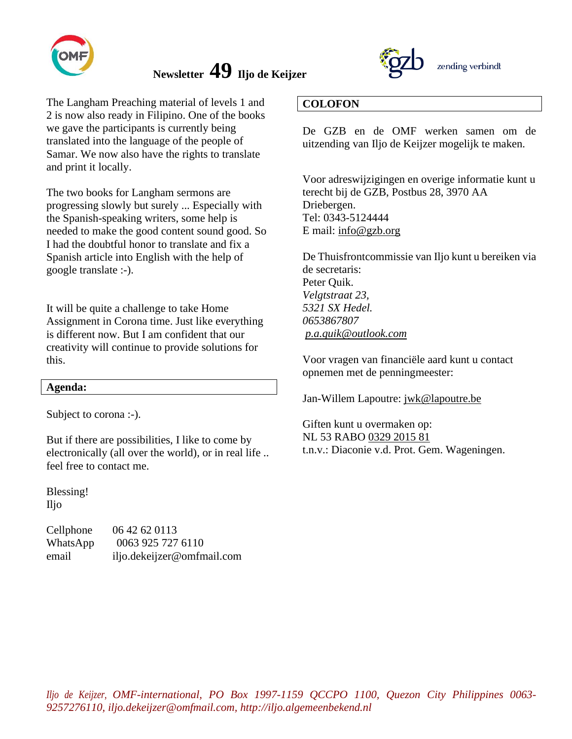Newsletter **49** **Iljo de Keijzer**

zending verbindt

The Langham Preaching material of levels 1 and 2 is now also ready in Filipino. One of the books we gave the participants is currently being translated into the language of the people of Samar. We now also have the rights to translate and print it locally.

The two books for Langham sermons are progressing slowly but surely ... Especially with the Spanish-speaking writers, some help is needed to make the good content sound good. So I had the doubtful honor to translate and fix a Spanish article into English with the help of google translate :-).

It will be quite a challenge to take Home Assignment in Corona time. Just like everything is different now. But I am confident that our creativity will continue to provide solutions for this.

**Agenda:**

Subject to corona :-).

But if there are possibilities, I like to come by electronically (all over the world), or in real life .. feel free to contact me.

Blessing!
Iljo

| | |
|---|---|
| Cellphone | 06 42 62 0113 |
| WhatsApp | 0063 925 727 6110 |
| email | iljo.dekeijzer@omfmail.com |

**COLOFON**

De GZB en de OMF werken samen om de uitzending van Iljo de Keijzer mogelijk te maken.

Voor adreswijzigingen en overige informatie kunt u terecht bij de GZB, Postbus 28, 3970 AA Driebergen.
Tel: 0343-5124444
E mail: info@gzb.org

De Thuisfrontcommissie van Iljo kunt u bereiken via de secretaris:
Peter Quik.
*Velgtstraat 23,*
*5321 SX Hedel.*
*0653867807*
*p.a.quik@outlook.com*

Voor vragen van financiële aard kunt u contact opnemen met de penningmeester:

Jan-Willem Lapoutre: jwk@lapoutre.be

Giften kunt u overmaken op:
NL 53 RABO 0329 2015 81
t.n.v.: Diaconie v.d. Prot. Gem. Wageningen.

*Iljo de Keijzer, OMF-international, PO Box 1997-1159 QCCPO 1100, Quezon City Philippines 0063-9257276110, iljo.dekeijzer@omfmail.com, http://iljo.algemeenbekend.nl*